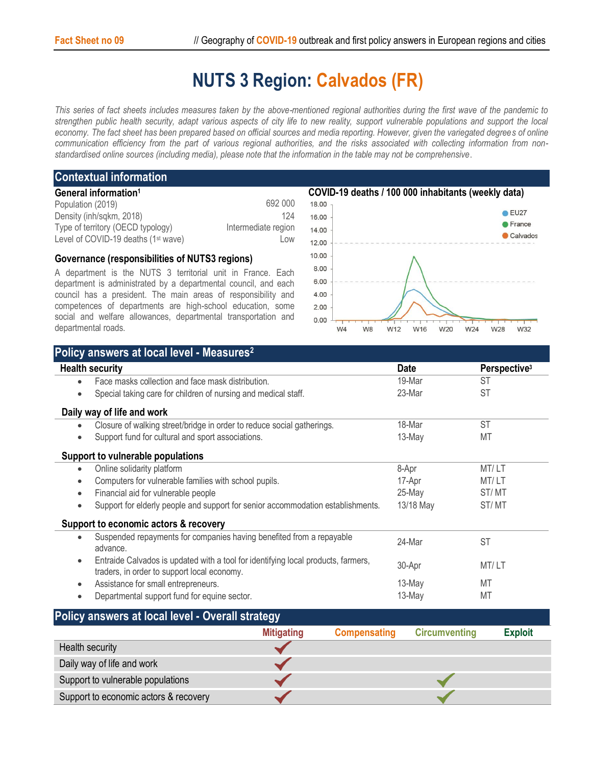Fact Sheet no 09

# NUTS 3 Region: Calvados (FR)

*This series of fact sheets includes measures taken by the above-mentioned regional authorities during the first wave of the pandemic to strengthen public health security, adapt various aspects of city life to new reality, support vulnerable populations and support the local economy. The fact sheet has been prepared based on official sources and media reporting. However, given the variegated degrees of online communication efficiency from the part of various regional authorities, and the risks associated with collecting information from non-standardised online sources (including media), please note that the information in the table may not be comprehensive.*

## Contextual information

### General information[1]

| | |
|---|---|
| Population (2019) | 692 000 |
| Density (inh/sqkm, 2018) | 124 |
| Type of territory (OECD typology) | Intermediate region |
| Level of COVID-19 deaths (1st wave) | Low |

### Governance (responsibilities of NUTS3 regions)

A department is the NUTS 3 territorial unit in France. Each department is administrated by a departmental council, and each council has a president. The main areas of responsibility and competences of departments are high-school education, some social and welfare allowances, departmental transportation and departmental roads.

### COVID-19 deaths / 100 000 inhabitants (weekly data)

## Policy answers at local level - Measures[2]

| Health security | Date | Perspective[3] |
|---|---|---|
| • Face masks collection and face mask distribution. | 19-Mar | ST |
| • Special taking care for children of nursing and medical staff. | 23-Mar | ST |
| **Daily way of life and work** | | |
| • Closure of walking street/bridge in order to reduce social gatherings. | 18-Mar | ST |
| • Support fund for cultural and sport associations. | 13-May | MT |
| **Support to vulnerable populations** | | |
| • Online solidarity platform | 8-Apr | MT/ LT |
| • Computers for vulnerable families with school pupils. | 17-Apr | MT/ LT |
| • Financial aid for vulnerable people | 25-May | ST/ MT |
| • Support for elderly people and support for senior accommodation establishments. | 13/18 May | ST/ MT |
| **Support to economic actors & recovery** | | |
| • Suspended repayments for companies having benefited from a repayable advance. | 24-Mar | ST |
| • Entraide Calvados is updated with a tool for identifying local products, farmers, traders, in order to support local economy. | 30-Apr | MT/ LT |
| • Assistance for small entrepreneurs. | 13-May | MT |
| • Departmental support fund for equine sector. | 13-May | MT |

## Policy answers at local level - Overall strategy

| | Mitigating | Compensating | Circumventing | Exploit |
|---|---|---|---|---|
| Health security | ✓ | | | |
| Daily way of life and work | ✓ | | | |
| Support to vulnerable populations | ✓ | | ✓ | |
| Support to economic actors & recovery | ✓ | | ✓ | |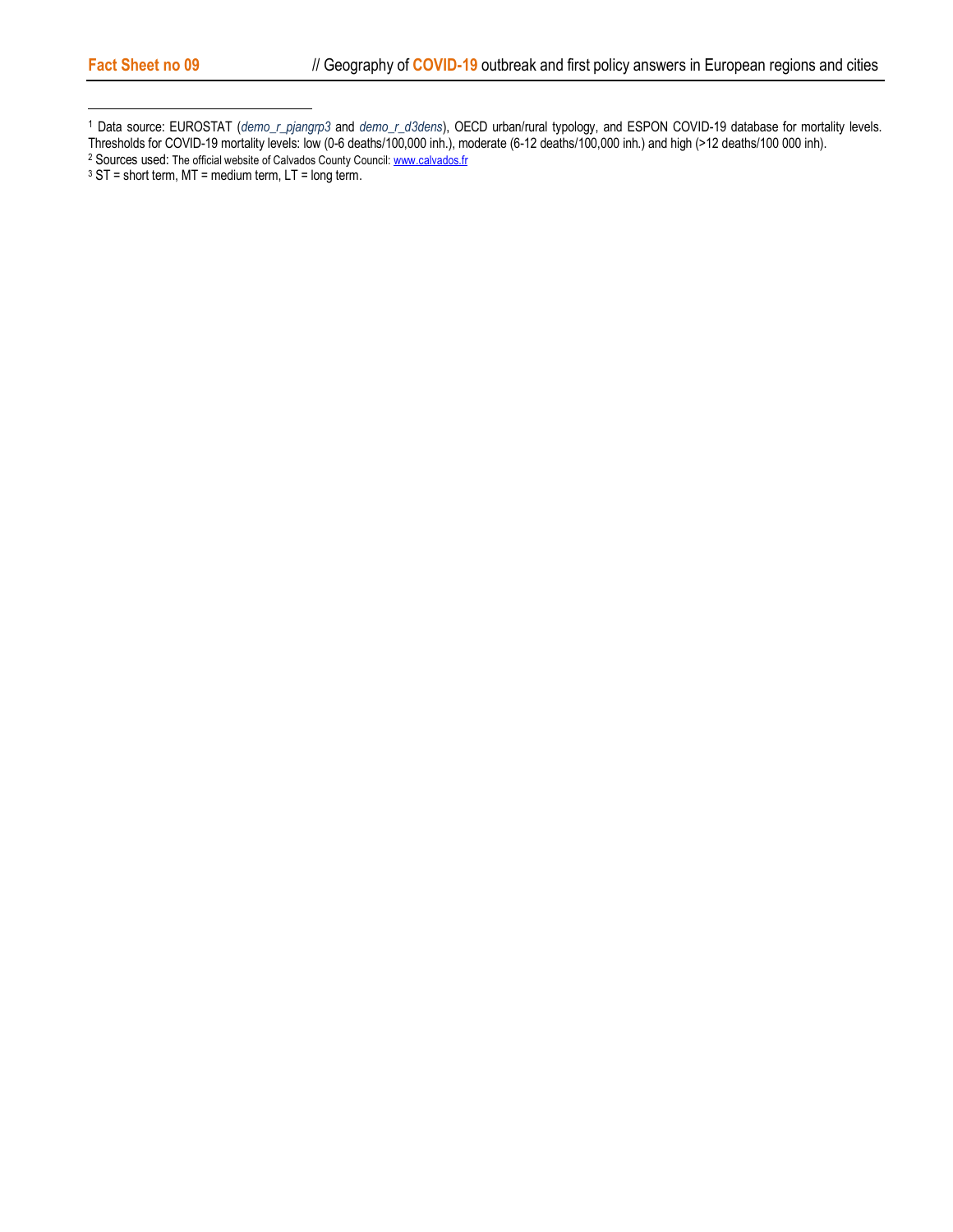[1] Data source: EUROSTAT (*demo_r_pjangrp3* and *demo_r_d3dens*), OECD urban/rural typology, and ESPON COVID-19 database for mortality levels. Thresholds for COVID-19 mortality levels: low (0-6 deaths/100,000 inh.), moderate (6-12 deaths/100,000 inh.) and high (>12 deaths/100 000 inh).

[2] Sources used: The official website of Calvados County Council: [www.calvados.fr](http://www.calvados.fr)

[3] ST = short term, MT = medium term, LT = long term.